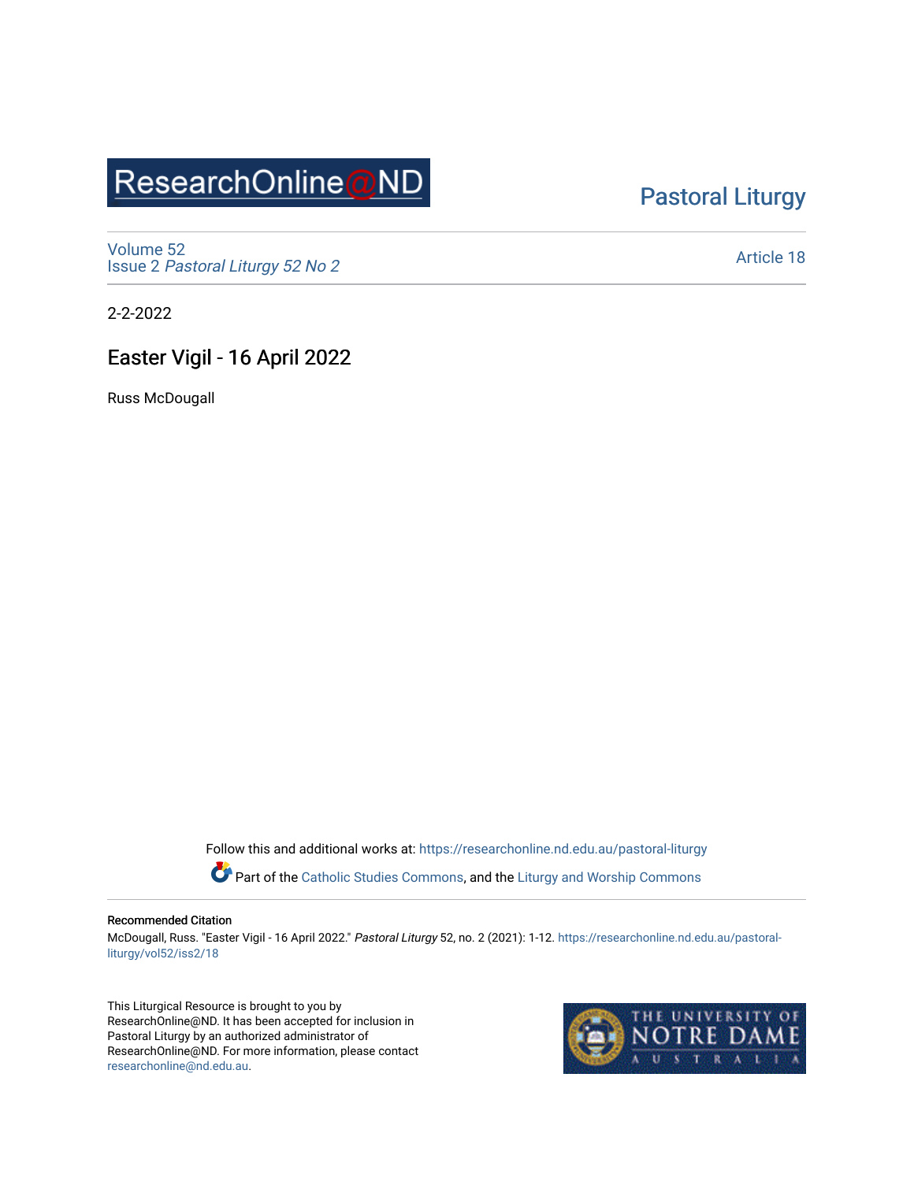ResearchOnline@ND

Pastoral Liturgy

Volume 52
Issue 2 *Pastoral Liturgy 52 No 2*

Article 18

2-2-2022

# Easter Vigil - 16 April 2022

Russ McDougall

Follow this and additional works at: https://researchonline.nd.edu.au/pastoral-liturgy

Part of the Catholic Studies Commons, and the Liturgy and Worship Commons

**Recommended Citation**
McDougall, Russ. "Easter Vigil - 16 April 2022." *Pastoral Liturgy* 52, no. 2 (2021): 1-12. https://researchonline.nd.edu.au/pastoral-liturgy/vol52/iss2/18

This Liturgical Resource is brought to you by ResearchOnline@ND. It has been accepted for inclusion in Pastoral Liturgy by an authorized administrator of ResearchOnline@ND. For more information, please contact researchonline@nd.edu.au.

THE UNIVERSITY OF NOTRE DAME AUSTRALIA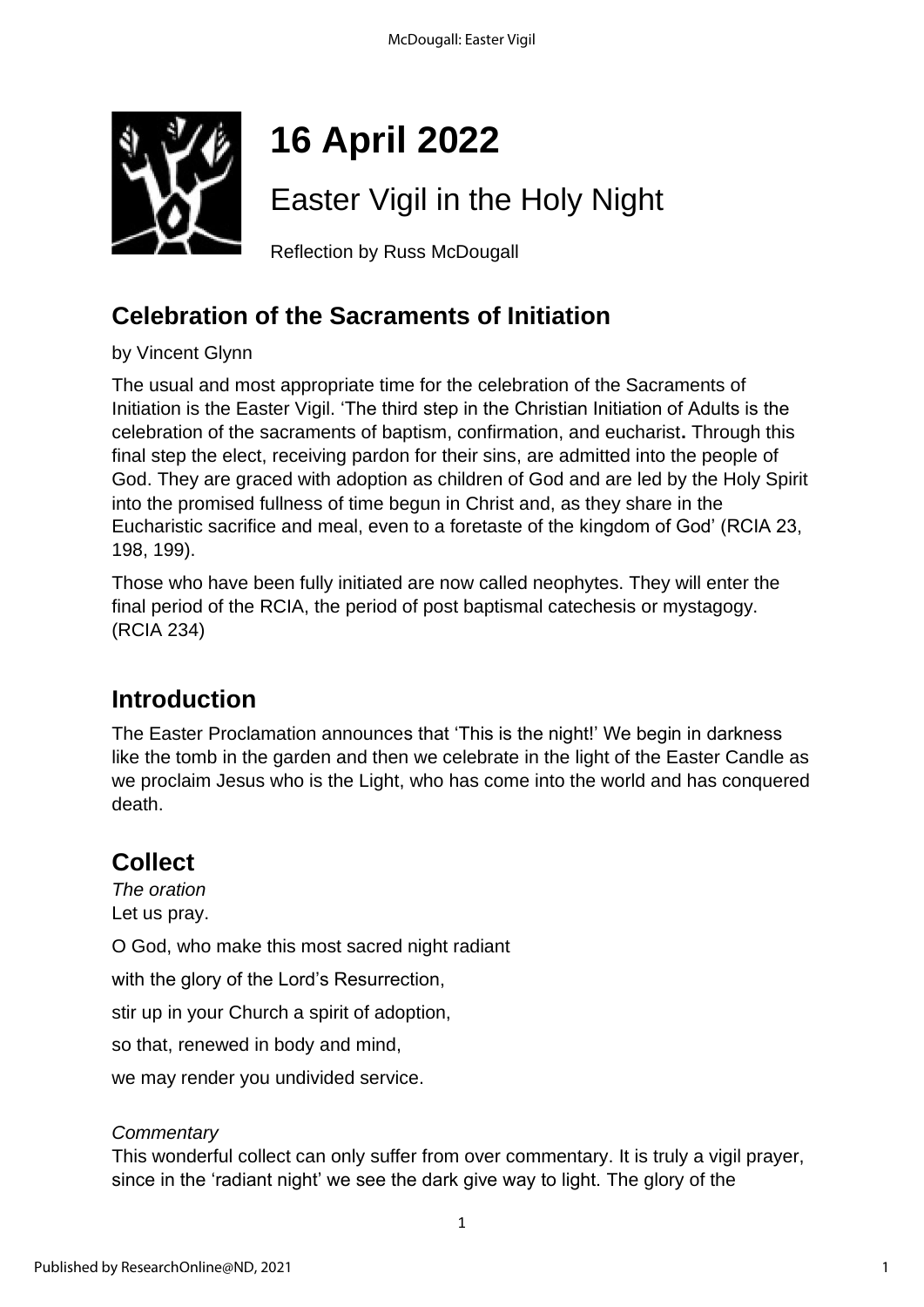# 16 April 2022

## Easter Vigil in the Holy Night

Reflection by Russ McDougall

## Celebration of the Sacraments of Initiation

by Vincent Glynn

The usual and most appropriate time for the celebration of the Sacraments of Initiation is the Easter Vigil. 'The third step in the Christian Initiation of Adults is the celebration of the sacraments of baptism, confirmation, and eucharist**.** Through this final step the elect, receiving pardon for their sins, are admitted into the people of God. They are graced with adoption as children of God and are led by the Holy Spirit into the promised fullness of time begun in Christ and, as they share in the Eucharistic sacrifice and meal, even to a foretaste of the kingdom of God' (RCIA 23, 198, 199).

Those who have been fully initiated are now called neophytes. They will enter the final period of the RCIA, the period of post baptismal catechesis or mystagogy. (RCIA 234)

## Introduction

The Easter Proclamation announces that 'This is the night!' We begin in darkness like the tomb in the garden and then we celebrate in the light of the Easter Candle as we proclaim Jesus who is the Light, who has come into the world and has conquered death.

## Collect

*The oration*
Let us pray.

O God, who make this most sacred night radiant

with the glory of the Lord's Resurrection,

stir up in your Church a spirit of adoption,

so that, renewed in body and mind,

we may render you undivided service.

*Commentary*
This wonderful collect can only suffer from over commentary. It is truly a vigil prayer, since in the 'radiant night' we see the dark give way to light. The glory of the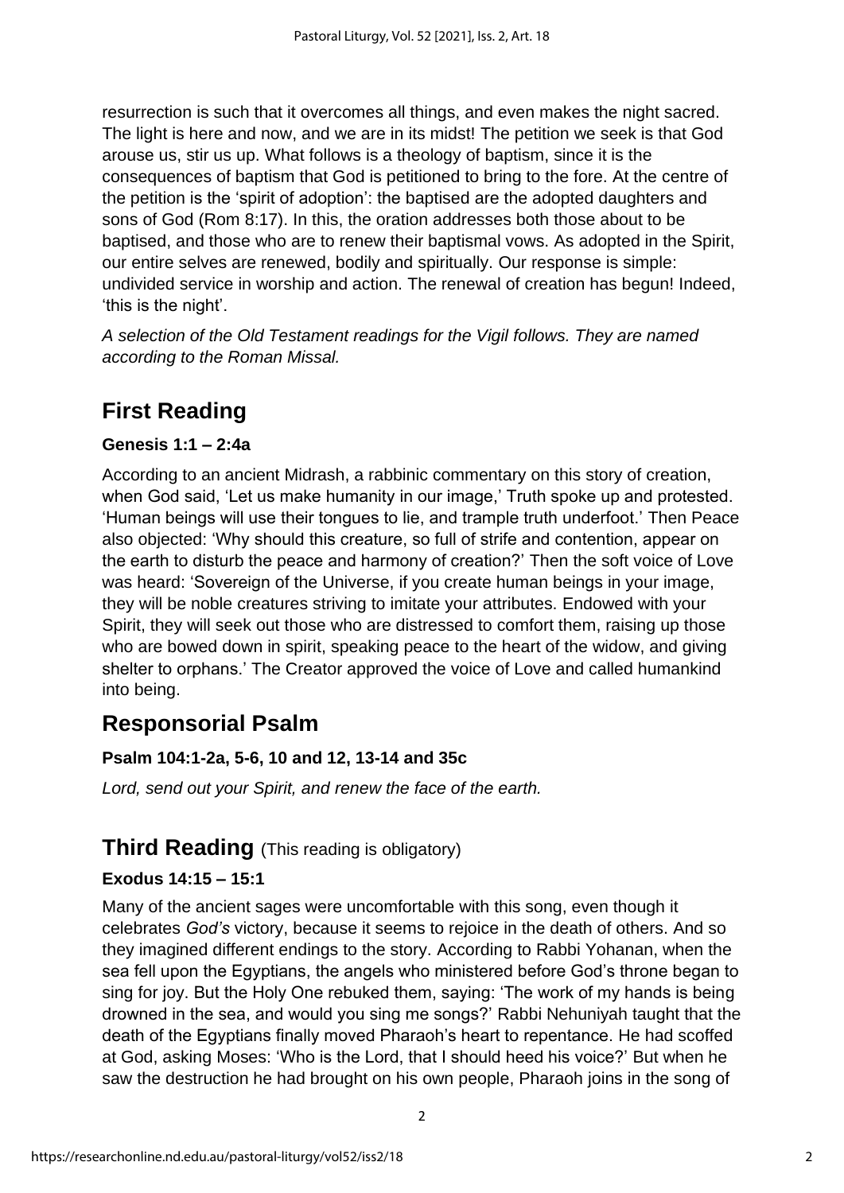resurrection is such that it overcomes all things, and even makes the night sacred. The light is here and now, and we are in its midst! The petition we seek is that God arouse us, stir us up. What follows is a theology of baptism, since it is the consequences of baptism that God is petitioned to bring to the fore. At the centre of the petition is the 'spirit of adoption': the baptised are the adopted daughters and sons of God (Rom 8:17). In this, the oration addresses both those about to be baptised, and those who are to renew their baptismal vows. As adopted in the Spirit, our entire selves are renewed, bodily and spiritually. Our response is simple: undivided service in worship and action. The renewal of creation has begun! Indeed, 'this is the night'.

*A selection of the Old Testament readings for the Vigil follows. They are named according to the Roman Missal.*

## First Reading

**Genesis 1:1 – 2:4a**

According to an ancient Midrash, a rabbinic commentary on this story of creation, when God said, 'Let us make humanity in our image,' Truth spoke up and protested. 'Human beings will use their tongues to lie, and trample truth underfoot.' Then Peace also objected: 'Why should this creature, so full of strife and contention, appear on the earth to disturb the peace and harmony of creation?' Then the soft voice of Love was heard: 'Sovereign of the Universe, if you create human beings in your image, they will be noble creatures striving to imitate your attributes. Endowed with your Spirit, they will seek out those who are distressed to comfort them, raising up those who are bowed down in spirit, speaking peace to the heart of the widow, and giving shelter to orphans.' The Creator approved the voice of Love and called humankind into being.

## Responsorial Psalm

**Psalm 104:1-2a, 5-6, 10 and 12, 13-14 and 35c**

*Lord, send out your Spirit, and renew the face of the earth.*

## Third Reading (This reading is obligatory)

**Exodus 14:15 – 15:1**

Many of the ancient sages were uncomfortable with this song, even though it celebrates *God's* victory, because it seems to rejoice in the death of others. And so they imagined different endings to the story. According to Rabbi Yohanan, when the sea fell upon the Egyptians, the angels who ministered before God's throne began to sing for joy. But the Holy One rebuked them, saying: 'The work of my hands is being drowned in the sea, and would you sing me songs?' Rabbi Nehuniyah taught that the death of the Egyptians finally moved Pharaoh's heart to repentance. He had scoffed at God, asking Moses: 'Who is the Lord, that I should heed his voice?' But when he saw the destruction he had brought on his own people, Pharaoh joins in the song of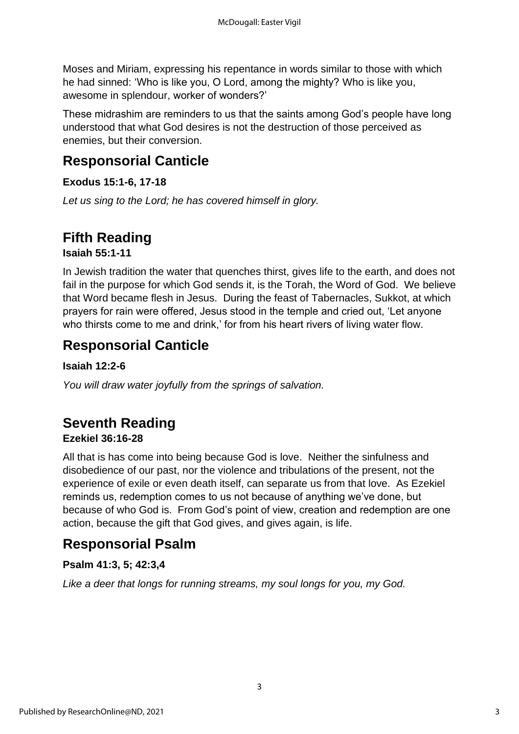Moses and Miriam, expressing his repentance in words similar to those with which he had sinned: 'Who is like you, O Lord, among the mighty? Who is like you, awesome in splendour, worker of wonders?'

These midrashim are reminders to us that the saints among God's people have long understood that what God desires is not the destruction of those perceived as enemies, but their conversion.

## Responsorial Canticle

**Exodus 15:1-6, 17-18**

*Let us sing to the Lord; he has covered himself in glory.*

## Fifth Reading

**Isaiah 55:1-11**

In Jewish tradition the water that quenches thirst, gives life to the earth, and does not fail in the purpose for which God sends it, is the Torah, the Word of God. We believe that Word became flesh in Jesus. During the feast of Tabernacles, Sukkot, at which prayers for rain were offered, Jesus stood in the temple and cried out, 'Let anyone who thirsts come to me and drink,' for from his heart rivers of living water flow.

## Responsorial Canticle

**Isaiah 12:2-6**

*You will draw water joyfully from the springs of salvation.*

## Seventh Reading

**Ezekiel 36:16-28**

All that is has come into being because God is love. Neither the sinfulness and disobedience of our past, nor the violence and tribulations of the present, not the experience of exile or even death itself, can separate us from that love. As Ezekiel reminds us, redemption comes to us not because of anything we've done, but because of who God is. From God's point of view, creation and redemption are one action, because the gift that God gives, and gives again, is life.

## Responsorial Psalm

**Psalm 41:3, 5; 42:3,4**

*Like a deer that longs for running streams, my soul longs for you, my God.*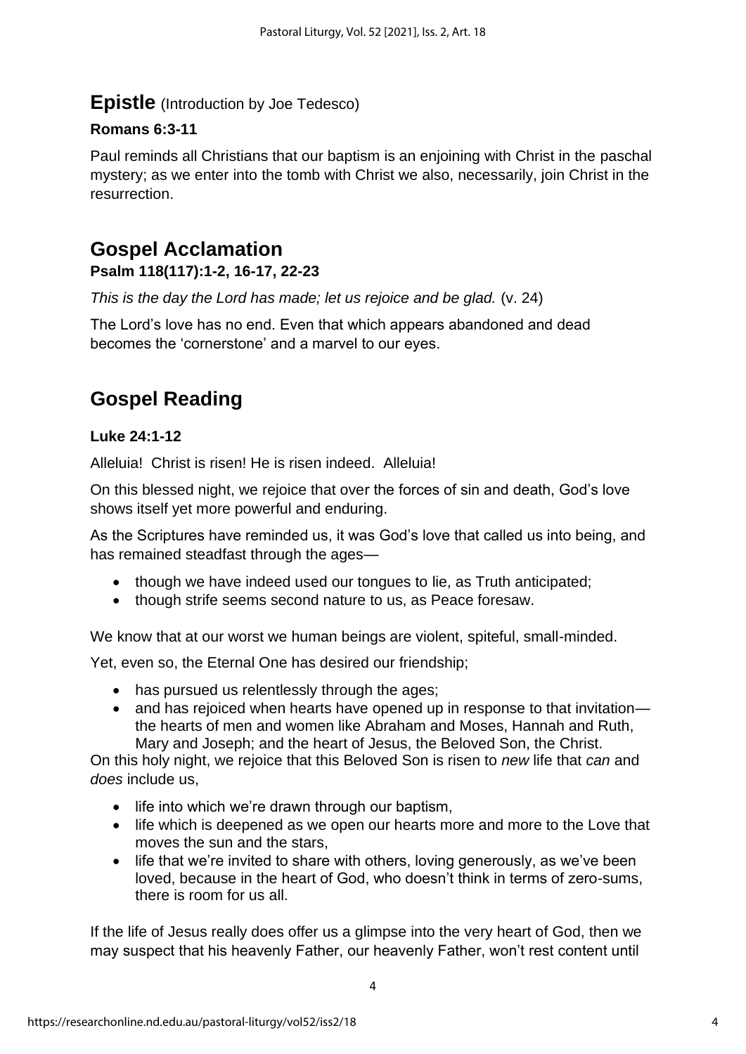## Epistle (Introduction by Joe Tedesco)

**Romans 6:3-11**

Paul reminds all Christians that our baptism is an enjoining with Christ in the paschal mystery; as we enter into the tomb with Christ we also, necessarily, join Christ in the resurrection.

## Gospel Acclamation

**Psalm 118(117):1-2, 16-17, 22-23**

*This is the day the Lord has made; let us rejoice and be glad.* (v. 24)

The Lord's love has no end. Even that which appears abandoned and dead becomes the 'cornerstone' and a marvel to our eyes.

## Gospel Reading

**Luke 24:1-12**

Alleluia! Christ is risen! He is risen indeed. Alleluia!

On this blessed night, we rejoice that over the forces of sin and death, God's love shows itself yet more powerful and enduring.

As the Scriptures have reminded us, it was God's love that called us into being, and has remained steadfast through the ages—

- though we have indeed used our tongues to lie, as Truth anticipated;
- though strife seems second nature to us, as Peace foresaw.

We know that at our worst we human beings are violent, spiteful, small-minded.

Yet, even so, the Eternal One has desired our friendship;

- has pursued us relentlessly through the ages;
- and has rejoiced when hearts have opened up in response to that invitation—the hearts of men and women like Abraham and Moses, Hannah and Ruth, Mary and Joseph; and the heart of Jesus, the Beloved Son, the Christ.

On this holy night, we rejoice that this Beloved Son is risen to *new* life that *can* and *does* include us,

- life into which we're drawn through our baptism,
- life which is deepened as we open our hearts more and more to the Love that moves the sun and the stars,
- life that we're invited to share with others, loving generously, as we've been loved, because in the heart of God, who doesn't think in terms of zero-sums, there is room for us all.

If the life of Jesus really does offer us a glimpse into the very heart of God, then we may suspect that his heavenly Father, our heavenly Father, won't rest content until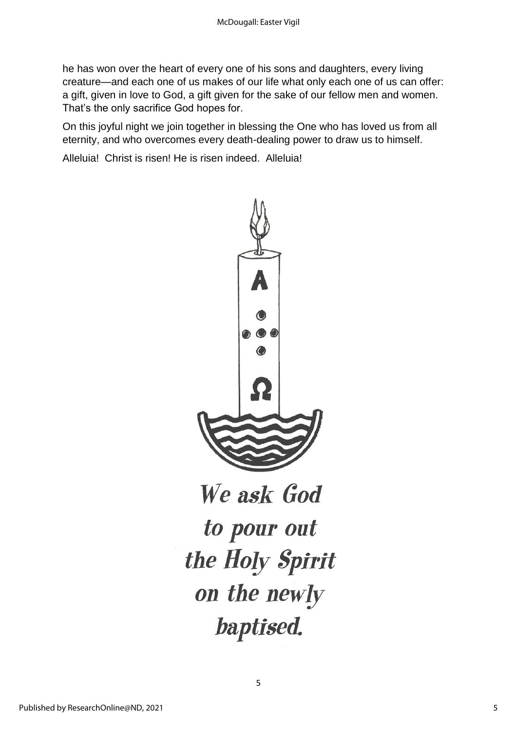he has won over the heart of every one of his sons and daughters, every living creature—and each one of us makes of our life what only each one of us can offer: a gift, given in love to God, a gift given for the sake of our fellow men and women. That's the only sacrifice God hopes for.

On this joyful night we join together in blessing the One who has loved us from all eternity, and who overcomes every death-dealing power to draw us to himself.

Alleluia! Christ is risen! He is risen indeed. Alleluia!

*We ask God to pour out the Holy Spirit on the newly baptised.*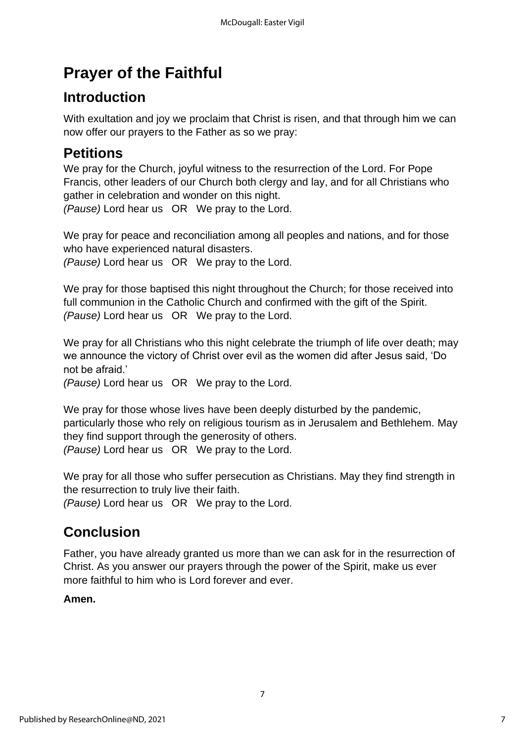# Prayer of the Faithful

## Introduction

With exultation and joy we proclaim that Christ is risen, and that through him we can now offer our prayers to the Father as so we pray:

## Petitions

We pray for the Church, joyful witness to the resurrection of the Lord. For Pope Francis, other leaders of our Church both clergy and lay, and for all Christians who gather in celebration and wonder on this night.
*(Pause)* Lord hear us OR We pray to the Lord.

We pray for peace and reconciliation among all peoples and nations, and for those who have experienced natural disasters.
*(Pause)* Lord hear us OR We pray to the Lord.

We pray for those baptised this night throughout the Church; for those received into full communion in the Catholic Church and confirmed with the gift of the Spirit.
*(Pause)* Lord hear us OR We pray to the Lord.

We pray for all Christians who this night celebrate the triumph of life over death; may we announce the victory of Christ over evil as the women did after Jesus said, 'Do not be afraid.'
*(Pause)* Lord hear us OR We pray to the Lord.

We pray for those whose lives have been deeply disturbed by the pandemic, particularly those who rely on religious tourism as in Jerusalem and Bethlehem. May they find support through the generosity of others.
*(Pause)* Lord hear us OR We pray to the Lord.

We pray for all those who suffer persecution as Christians. May they find strength in the resurrection to truly live their faith.
*(Pause)* Lord hear us OR We pray to the Lord.

## Conclusion

Father, you have already granted us more than we can ask for in the resurrection of Christ. As you answer our prayers through the power of the Spirit, make us ever more faithful to him who is Lord forever and ever.

**Amen.**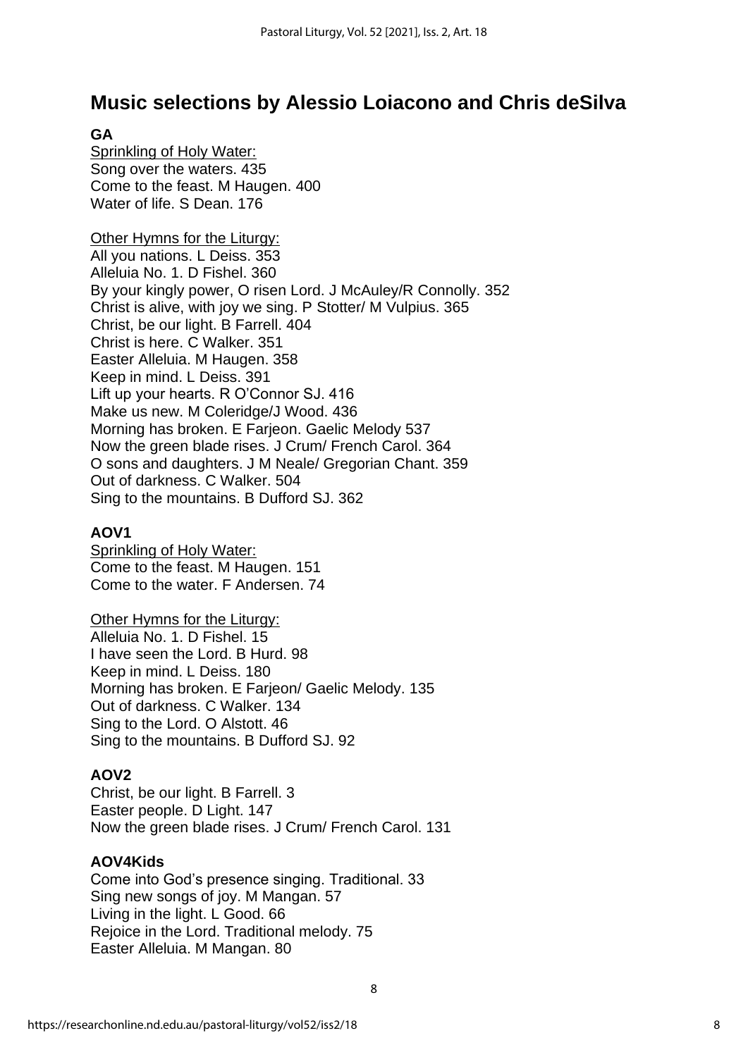# Music selections by Alessio Loiacono and Chris deSilva

**GA**

Sprinkling of Holy Water:

Song over the waters. 435
Come to the feast. M Haugen. 400
Water of life. S Dean. 176

Other Hymns for the Liturgy:

All you nations. L Deiss. 353
Alleluia No. 1. D Fishel. 360
By your kingly power, O risen Lord. J McAuley/R Connolly. 352
Christ is alive, with joy we sing. P Stotter/ M Vulpius. 365
Christ, be our light. B Farrell. 404
Christ is here. C Walker. 351
Easter Alleluia. M Haugen. 358
Keep in mind. L Deiss. 391
Lift up your hearts. R O'Connor SJ. 416
Make us new. M Coleridge/J Wood. 436
Morning has broken. E Farjeon. Gaelic Melody 537
Now the green blade rises. J Crum/ French Carol. 364
O sons and daughters. J M Neale/ Gregorian Chant. 359
Out of darkness. C Walker. 504
Sing to the mountains. B Dufford SJ. 362

**AOV1**

Sprinkling of Holy Water:

Come to the feast. M Haugen. 151
Come to the water. F Andersen. 74

Other Hymns for the Liturgy:

Alleluia No. 1. D Fishel. 15
I have seen the Lord. B Hurd. 98
Keep in mind. L Deiss. 180
Morning has broken. E Farjeon/ Gaelic Melody. 135
Out of darkness. C Walker. 134
Sing to the Lord. O Alstott. 46
Sing to the mountains. B Dufford SJ. 92

**AOV2**

Christ, be our light. B Farrell. 3
Easter people. D Light. 147
Now the green blade rises. J Crum/ French Carol. 131

**AOV4Kids**

Come into God's presence singing. Traditional. 33
Sing new songs of joy. M Mangan. 57
Living in the light. L Good. 66
Rejoice in the Lord. Traditional melody. 75
Easter Alleluia. M Mangan. 80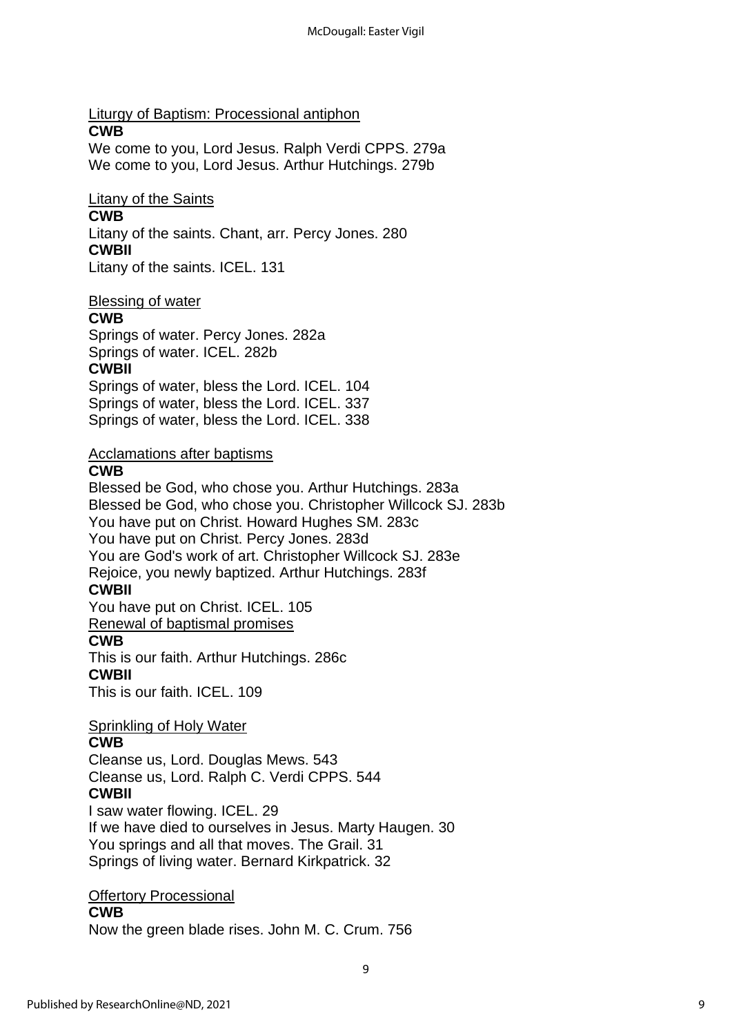<u>Liturgy of Baptism: Processional antiphon</u>

**CWB**

We come to you, Lord Jesus. Ralph Verdi CPPS. 279a
We come to you, Lord Jesus. Arthur Hutchings. 279b

<u>Litany of the Saints</u>

**CWB**

Litany of the saints. Chant, arr. Percy Jones. 280

**CWBII**

Litany of the saints. ICEL. 131

<u>Blessing of water</u>

**CWB**

Springs of water. Percy Jones. 282a
Springs of water. ICEL. 282b

**CWBII**

Springs of water, bless the Lord. ICEL. 104
Springs of water, bless the Lord. ICEL. 337
Springs of water, bless the Lord. ICEL. 338

<u>Acclamations after baptisms</u>

**CWB**

Blessed be God, who chose you. Arthur Hutchings. 283a
Blessed be God, who chose you. Christopher Willcock SJ. 283b
You have put on Christ. Howard Hughes SM. 283c
You have put on Christ. Percy Jones. 283d
You are God's work of art. Christopher Willcock SJ. 283e
Rejoice, you newly baptized. Arthur Hutchings. 283f

**CWBII**

You have put on Christ. ICEL. 105

<u>Renewal of baptismal promises</u>

**CWB**

This is our faith. Arthur Hutchings. 286c

**CWBII**

This is our faith. ICEL. 109

<u>Sprinkling of Holy Water</u>

**CWB**

Cleanse us, Lord. Douglas Mews. 543
Cleanse us, Lord. Ralph C. Verdi CPPS. 544

**CWBII**

I saw water flowing. ICEL. 29
If we have died to ourselves in Jesus. Marty Haugen. 30
You springs and all that moves. The Grail. 31
Springs of living water. Bernard Kirkpatrick. 32

<u>Offertory Processional</u>

**CWB**

Now the green blade rises. John M. C. Crum. 756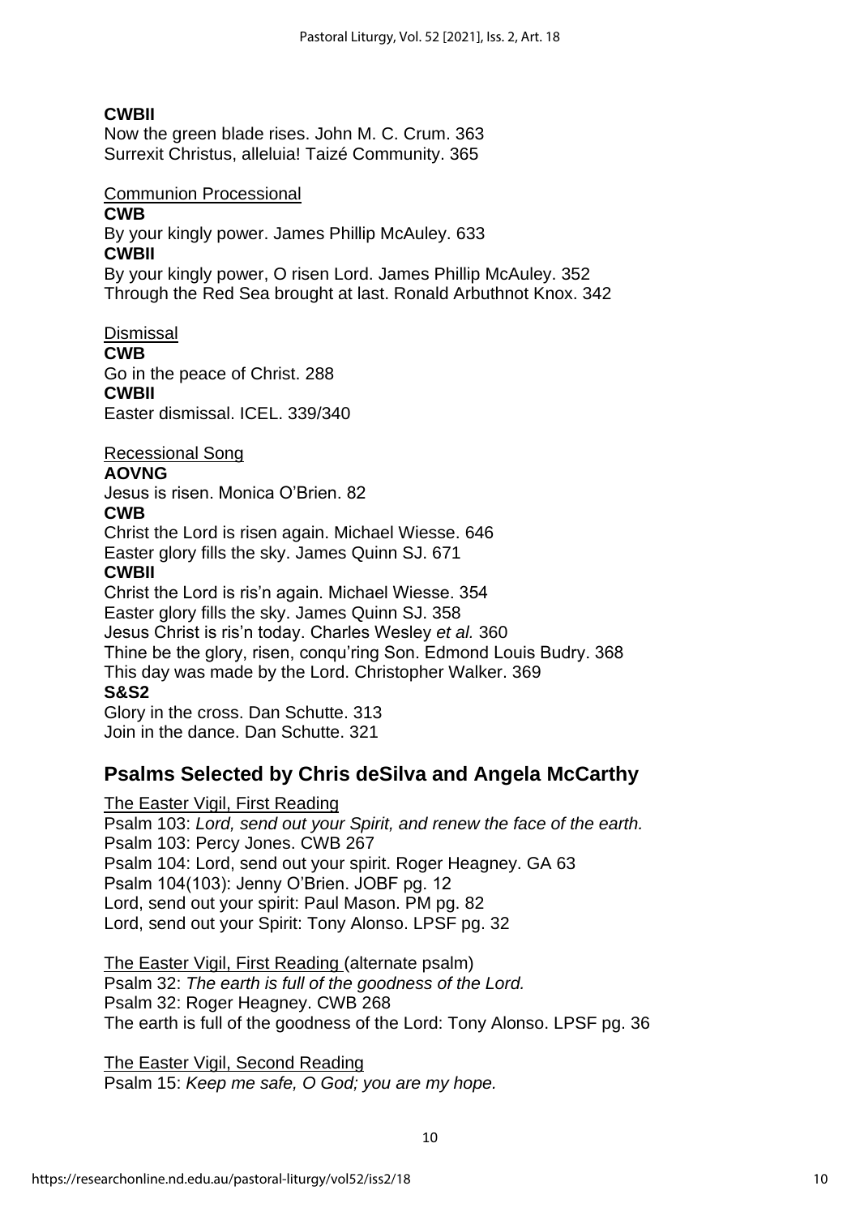**CWBII**

Now the green blade rises. John M. C. Crum. 363

Surrexit Christus, alleluia! Taizé Community. 365

Communion Processional

**CWB**

By your kingly power. James Phillip McAuley. 633

**CWBII**

By your kingly power, O risen Lord. James Phillip McAuley. 352

Through the Red Sea brought at last. Ronald Arbuthnot Knox. 342

Dismissal

**CWB**

Go in the peace of Christ. 288

**CWBII**

Easter dismissal. ICEL. 339/340

Recessional Song

**AOVNG**

Jesus is risen. Monica O'Brien. 82

**CWB**

Christ the Lord is risen again. Michael Wiesse. 646

Easter glory fills the sky. James Quinn SJ. 671

**CWBII**

Christ the Lord is ris'n again. Michael Wiesse. 354

Easter glory fills the sky. James Quinn SJ. 358

Jesus Christ is ris'n today. Charles Wesley *et al.* 360

Thine be the glory, risen, conqu'ring Son. Edmond Louis Budry. 368

This day was made by the Lord. Christopher Walker. 369

**S&S2**

Glory in the cross. Dan Schutte. 313

Join in the dance. Dan Schutte. 321

## Psalms Selected by Chris deSilva and Angela McCarthy

The Easter Vigil, First Reading

Psalm 103: *Lord, send out your Spirit, and renew the face of the earth.*

Psalm 103: Percy Jones. CWB 267

Psalm 104: Lord, send out your spirit. Roger Heagney. GA 63

Psalm 104(103): Jenny O'Brien. JOBF pg. 12

Lord, send out your spirit: Paul Mason. PM pg. 82

Lord, send out your Spirit: Tony Alonso. LPSF pg. 32

The Easter Vigil, First Reading (alternate psalm)

Psalm 32: *The earth is full of the goodness of the Lord.*

Psalm 32: Roger Heagney. CWB 268

The earth is full of the goodness of the Lord: Tony Alonso. LPSF pg. 36

The Easter Vigil, Second Reading

Psalm 15: *Keep me safe, O God; you are my hope.*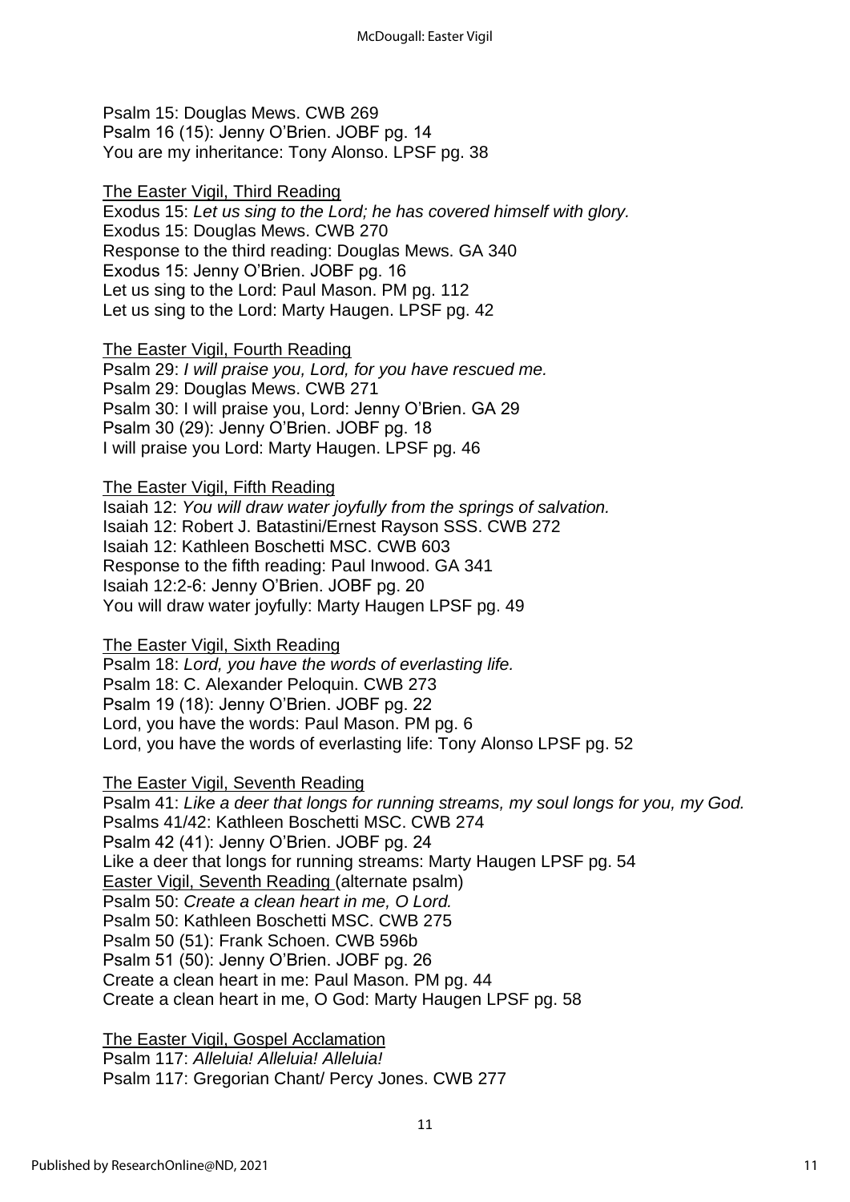Psalm 15: Douglas Mews. CWB 269
Psalm 16 (15): Jenny O'Brien. JOBF pg. 14
You are my inheritance: Tony Alonso. LPSF pg. 38

The Easter Vigil, Third Reading
Exodus 15: *Let us sing to the Lord; he has covered himself with glory.*
Exodus 15: Douglas Mews. CWB 270
Response to the third reading: Douglas Mews. GA 340
Exodus 15: Jenny O'Brien. JOBF pg. 16
Let us sing to the Lord: Paul Mason. PM pg. 112
Let us sing to the Lord: Marty Haugen. LPSF pg. 42

The Easter Vigil, Fourth Reading
Psalm 29: *I will praise you, Lord, for you have rescued me.*
Psalm 29: Douglas Mews. CWB 271
Psalm 30: I will praise you, Lord: Jenny O'Brien. GA 29
Psalm 30 (29): Jenny O'Brien. JOBF pg. 18
I will praise you Lord: Marty Haugen. LPSF pg. 46

The Easter Vigil, Fifth Reading
Isaiah 12: *You will draw water joyfully from the springs of salvation.*
Isaiah 12: Robert J. Batastini/Ernest Rayson SSS. CWB 272
Isaiah 12: Kathleen Boschetti MSC. CWB 603
Response to the fifth reading: Paul Inwood. GA 341
Isaiah 12:2-6: Jenny O'Brien. JOBF pg. 20
You will draw water joyfully: Marty Haugen LPSF pg. 49

The Easter Vigil, Sixth Reading
Psalm 18: *Lord, you have the words of everlasting life.*
Psalm 18: C. Alexander Peloquin. CWB 273
Psalm 19 (18): Jenny O'Brien. JOBF pg. 22
Lord, you have the words: Paul Mason. PM pg. 6
Lord, you have the words of everlasting life: Tony Alonso LPSF pg. 52

The Easter Vigil, Seventh Reading
Psalm 41: *Like a deer that longs for running streams, my soul longs for you, my God.*
Psalms 41/42: Kathleen Boschetti MSC. CWB 274
Psalm 42 (41): Jenny O'Brien. JOBF pg. 24
Like a deer that longs for running streams: Marty Haugen LPSF pg. 54
Easter Vigil, Seventh Reading (alternate psalm)
Psalm 50: *Create a clean heart in me, O Lord.*
Psalm 50: Kathleen Boschetti MSC. CWB 275
Psalm 50 (51): Frank Schoen. CWB 596b
Psalm 51 (50): Jenny O'Brien. JOBF pg. 26
Create a clean heart in me: Paul Mason. PM pg. 44
Create a clean heart in me, O God: Marty Haugen LPSF pg. 58

The Easter Vigil, Gospel Acclamation
Psalm 117: *Alleluia! Alleluia! Alleluia!*
Psalm 117: Gregorian Chant/ Percy Jones. CWB 277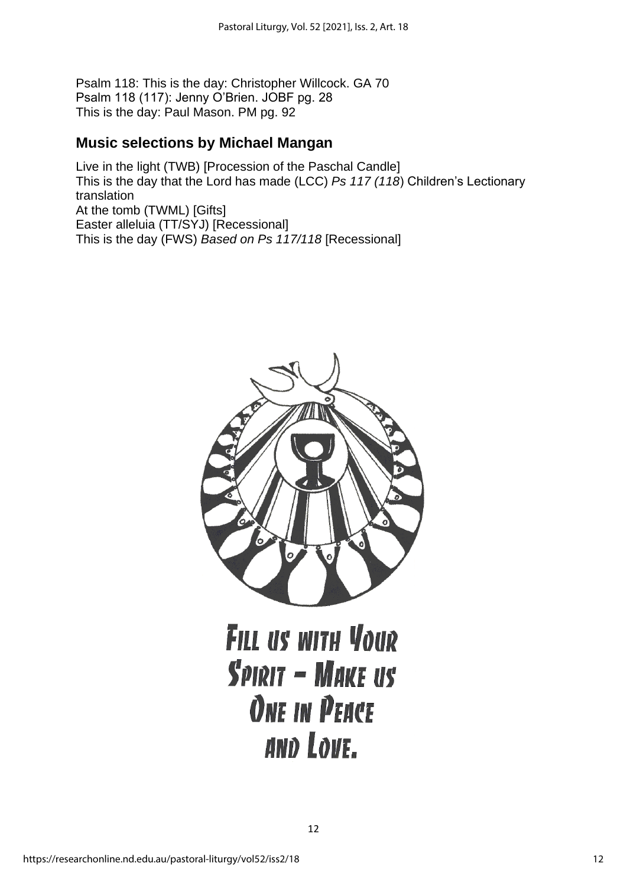Psalm 118: This is the day: Christopher Willcock. GA 70
Psalm 118 (117): Jenny O'Brien. JOBF pg. 28
This is the day: Paul Mason. PM pg. 92

## Music selections by Michael Mangan

Live in the light (TWB) [Procession of the Paschal Candle]
This is the day that the Lord has made (LCC) *Ps 117 (118*) Children's Lectionary translation
At the tomb (TWML) [Gifts]
Easter alleluia (TT/SYJ) [Recessional]
This is the day (FWS) *Based on Ps 117/118* [Recessional]

FILL US WITH YOUR SPIRIT – MAKE US ONE IN PEACE AND LOVE.